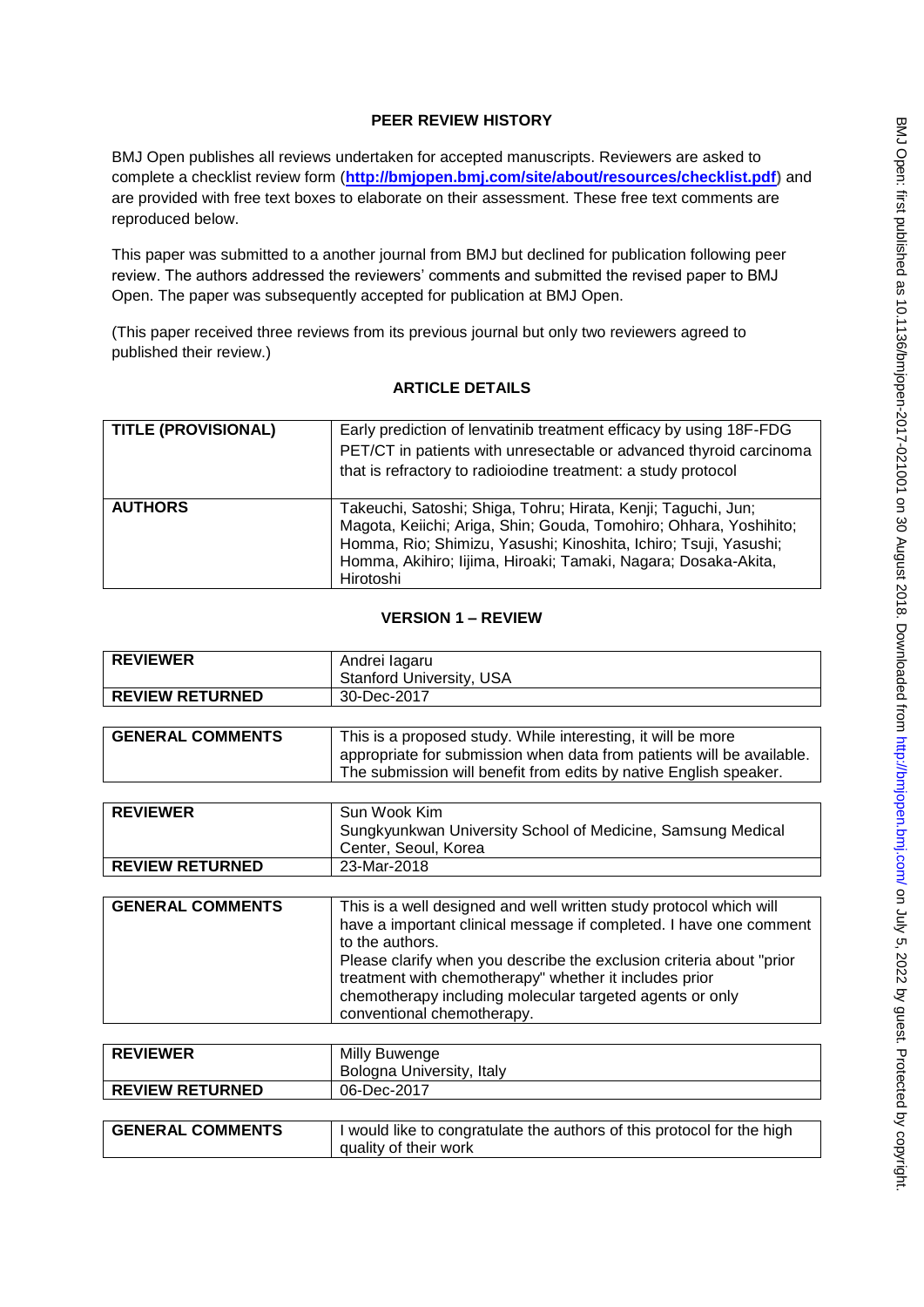## PEER REVIEW HISTORY

BMJ Open publishes all reviews undertaken for accepted manuscripts. Reviewers are asked to complete a checklist review form (**http://bmjopen.bmj.com/site/about/resources/checklist.pdf**) and are provided with free text boxes to elaborate on their assessment. These free text comments are reproduced below.

This paper was submitted to a another journal from BMJ but declined for publication following peer review. The authors addressed the reviewers' comments and submitted the revised paper to BMJ Open. The paper was subsequently accepted for publication at BMJ Open.

(This paper received three reviews from its previous journal but only two reviewers agreed to published their review.)

## ARTICLE DETAILS

| | |
|---|---|
| **TITLE (PROVISIONAL)** | Early prediction of lenvatinib treatment efficacy by using 18F-FDG PET/CT in patients with unresectable or advanced thyroid carcinoma that is refractory to radioiodine treatment: a study protocol |
| **AUTHORS** | Takeuchi, Satoshi; Shiga, Tohru; Hirata, Kenji; Taguchi, Jun; Magota, Keiichi; Ariga, Shin; Gouda, Tomohiro; Ohhara, Yoshihito; Homma, Rio; Shimizu, Yasushi; Kinoshita, Ichiro; Tsuji, Yasushi; Homma, Akihiro; Iijima, Hiroaki; Tamaki, Nagara; Dosaka-Akita, Hirotoshi |

## VERSION 1 – REVIEW

| | |
|---|---|
| **REVIEWER** | Andrei Iagaru<br>Stanford University, USA |
| **REVIEW RETURNED** | 30-Dec-2017 |

| | |
|---|---|
| **GENERAL COMMENTS** | This is a proposed study. While interesting, it will be more appropriate for submission when data from patients will be available. The submission will benefit from edits by native English speaker. |

| | |
|---|---|
| **REVIEWER** | Sun Wook Kim<br>Sungkyunkwan University School of Medicine, Samsung Medical Center, Seoul, Korea |
| **REVIEW RETURNED** | 23-Mar-2018 |

| | |
|---|---|
| **GENERAL COMMENTS** | This is a well designed and well written study protocol which will have a important clinical message if completed. I have one comment to the authors.<br>Please clarify when you describe the exclusion criteria about "prior treatment with chemotherapy" whether it includes prior chemotherapy including molecular targeted agents or only conventional chemotherapy. |

| | |
|---|---|
| **REVIEWER** | Milly Buwenge<br>Bologna University, Italy |
| **REVIEW RETURNED** | 06-Dec-2017 |

| | |
|---|---|
| **GENERAL COMMENTS** | I would like to congratulate the authors of this protocol for the high quality of their work |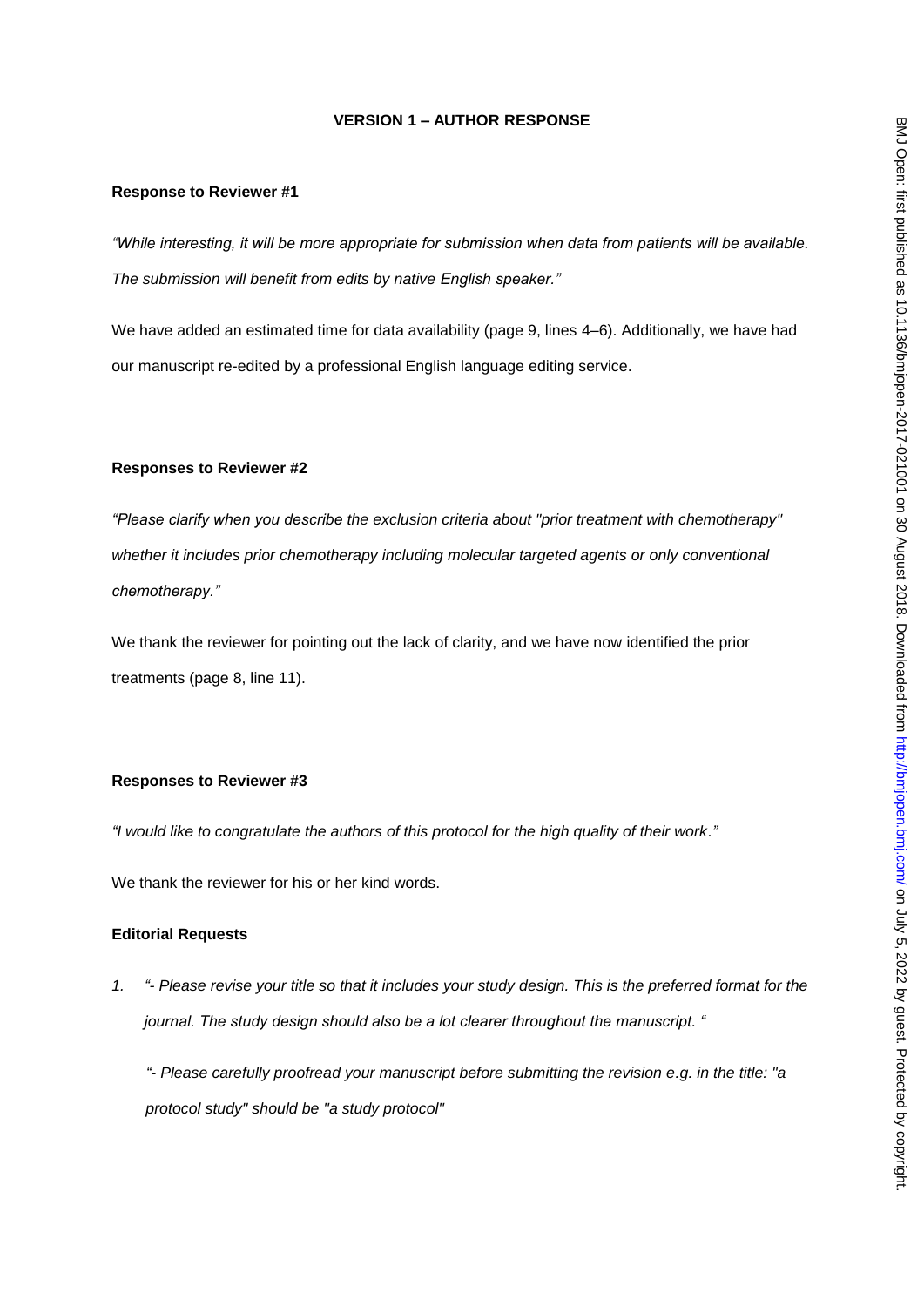**VERSION 1 – AUTHOR RESPONSE**

**Response to Reviewer #1**

*"While interesting, it will be more appropriate for submission when data from patients will be available. The submission will benefit from edits by native English speaker."*

We have added an estimated time for data availability (page 9, lines 4–6). Additionally, we have had our manuscript re-edited by a professional English language editing service.

**Responses to Reviewer #2**

*"Please clarify when you describe the exclusion criteria about "prior treatment with chemotherapy" whether it includes prior chemotherapy including molecular targeted agents or only conventional chemotherapy."*

We thank the reviewer for pointing out the lack of clarity, and we have now identified the prior treatments (page 8, line 11).

**Responses to Reviewer #3**

*"I would like to congratulate the authors of this protocol for the high quality of their work."*

We thank the reviewer for his or her kind words.

**Editorial Requests**

1. *"- Please revise your title so that it includes your study design. This is the preferred format for the journal. The study design should also be a lot clearer throughout the manuscript. "*

   *"- Please carefully proofread your manuscript before submitting the revision e.g. in the title: "a protocol study" should be "a study protocol"*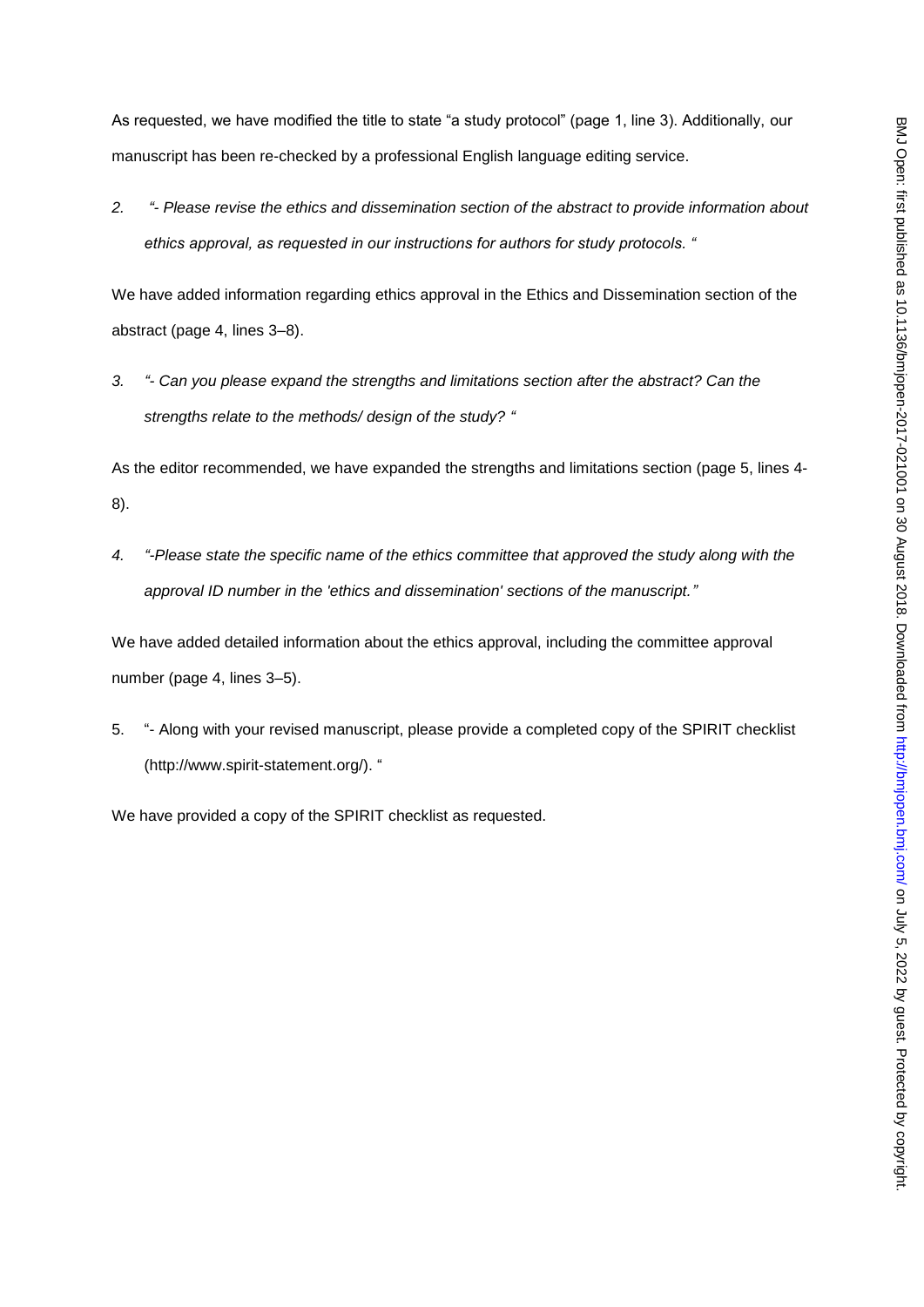As requested, we have modified the title to state "a study protocol" (page 1, line 3). Additionally, our manuscript has been re-checked by a professional English language editing service.

2. *"- Please revise the ethics and dissemination section of the abstract to provide information about ethics approval, as requested in our instructions for authors for study protocols. "*

We have added information regarding ethics approval in the Ethics and Dissemination section of the abstract (page 4, lines 3–8).

3. *"- Can you please expand the strengths and limitations section after the abstract? Can the strengths relate to the methods/ design of the study? "*

As the editor recommended, we have expanded the strengths and limitations section (page 5, lines 4-8).

4. *"-Please state the specific name of the ethics committee that approved the study along with the approval ID number in the 'ethics and dissemination' sections of the manuscript."*

We have added detailed information about the ethics approval, including the committee approval number (page 4, lines 3–5).

5. "- Along with your revised manuscript, please provide a completed copy of the SPIRIT checklist (http://www.spirit-statement.org/). "

We have provided a copy of the SPIRIT checklist as requested.